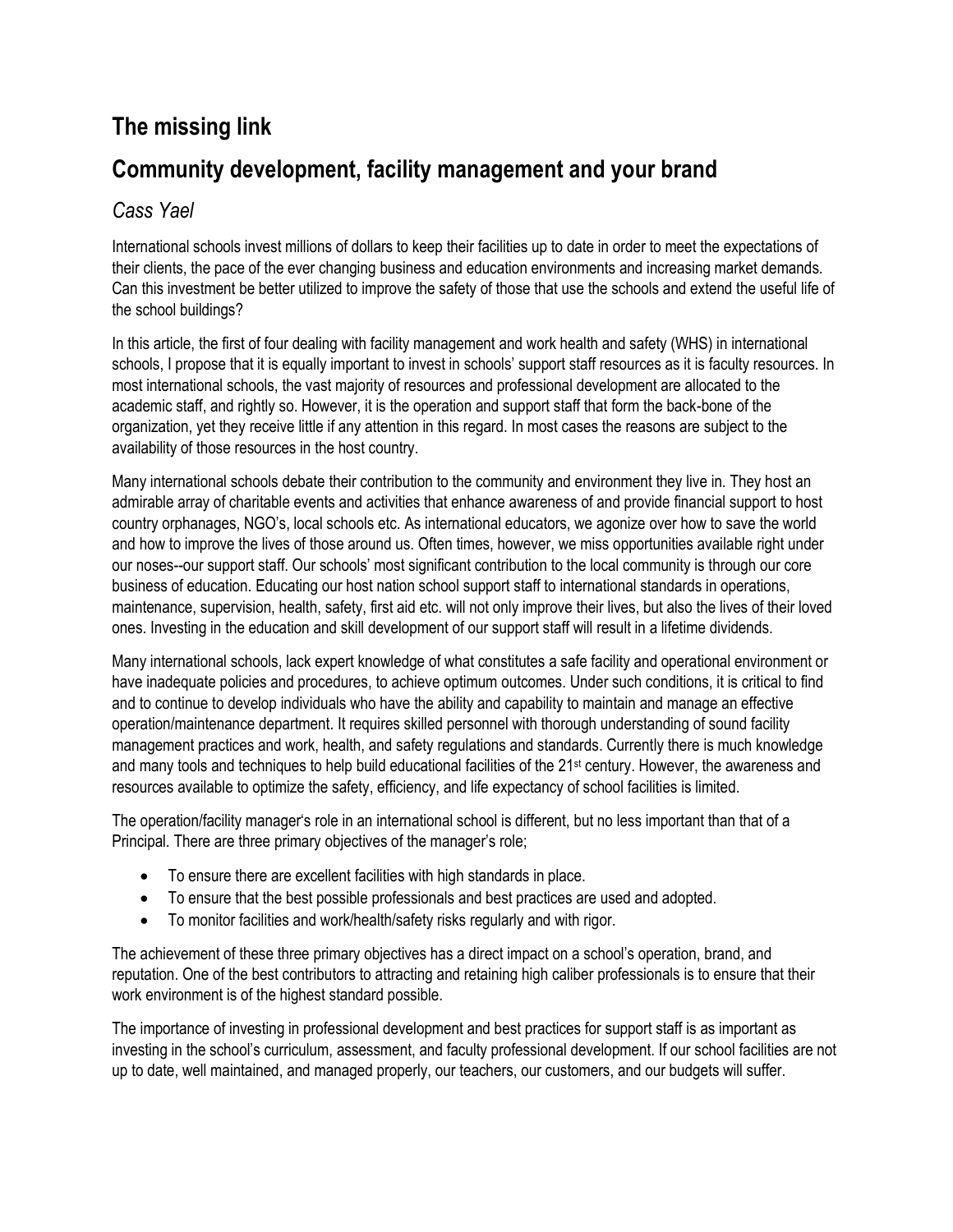# The missing link

## Community development, facility management and your brand

*Cass Yael*

International schools invest millions of dollars to keep their facilities up to date in order to meet the expectations of their clients, the pace of the ever changing business and education environments and increasing market demands. Can this investment be better utilized to improve the safety of those that use the schools and extend the useful life of the school buildings?

In this article, the first of four dealing with facility management and work health and safety (WHS) in international schools, I propose that it is equally important to invest in schools' support staff resources as it is faculty resources. In most international schools, the vast majority of resources and professional development are allocated to the academic staff, and rightly so. However, it is the operation and support staff that form the back-bone of the organization, yet they receive little if any attention in this regard. In most cases the reasons are subject to the availability of those resources in the host country.

Many international schools debate their contribution to the community and environment they live in. They host an admirable array of charitable events and activities that enhance awareness of and provide financial support to host country orphanages, NGO's, local schools etc. As international educators, we agonize over how to save the world and how to improve the lives of those around us. Often times, however, we miss opportunities available right under our noses--our support staff. Our schools' most significant contribution to the local community is through our core business of education. Educating our host nation school support staff to international standards in operations, maintenance, supervision, health, safety, first aid etc. will not only improve their lives, but also the lives of their loved ones. Investing in the education and skill development of our support staff will result in a lifetime dividends.

Many international schools, lack expert knowledge of what constitutes a safe facility and operational environment or have inadequate policies and procedures, to achieve optimum outcomes. Under such conditions, it is critical to find and to continue to develop individuals who have the ability and capability to maintain and manage an effective operation/maintenance department. It requires skilled personnel with thorough understanding of sound facility management practices and work, health, and safety regulations and standards. Currently there is much knowledge and many tools and techniques to help build educational facilities of the 21st century. However, the awareness and resources available to optimize the safety, efficiency, and life expectancy of school facilities is limited.

The operation/facility manager's role in an international school is different, but no less important than that of a Principal. There are three primary objectives of the manager's role;

- To ensure there are excellent facilities with high standards in place.
- To ensure that the best possible professionals and best practices are used and adopted.
- To monitor facilities and work/health/safety risks regularly and with rigor.

The achievement of these three primary objectives has a direct impact on a school's operation, brand, and reputation. One of the best contributors to attracting and retaining high caliber professionals is to ensure that their work environment is of the highest standard possible.

The importance of investing in professional development and best practices for support staff is as important as investing in the school's curriculum, assessment, and faculty professional development. If our school facilities are not up to date, well maintained, and managed properly, our teachers, our customers, and our budgets will suffer.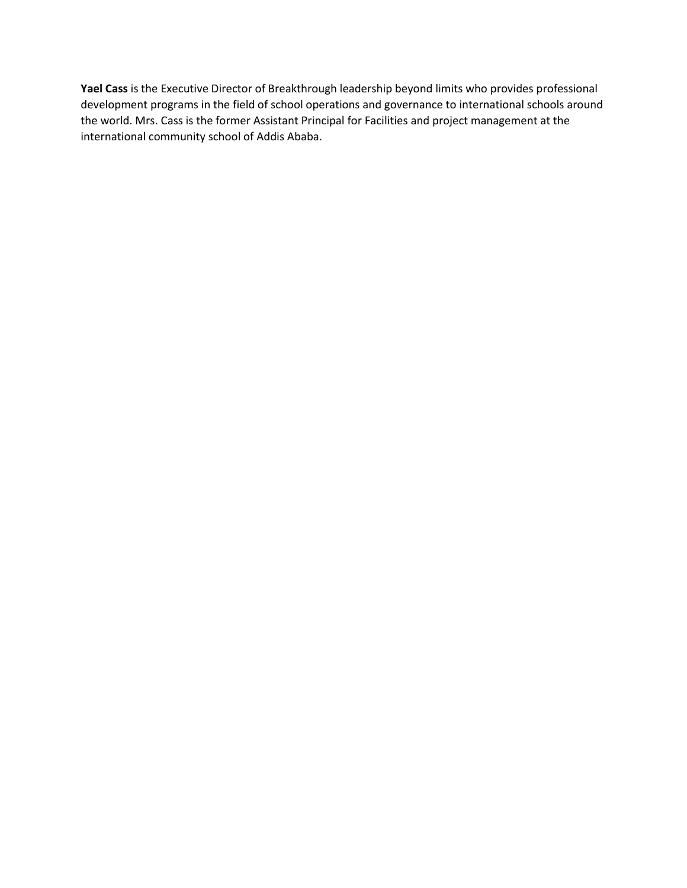**Yael Cass** is the Executive Director of Breakthrough leadership beyond limits who provides professional development programs in the field of school operations and governance to international schools around the world. Mrs. Cass is the former Assistant Principal for Facilities and project management at the international community school of Addis Ababa.